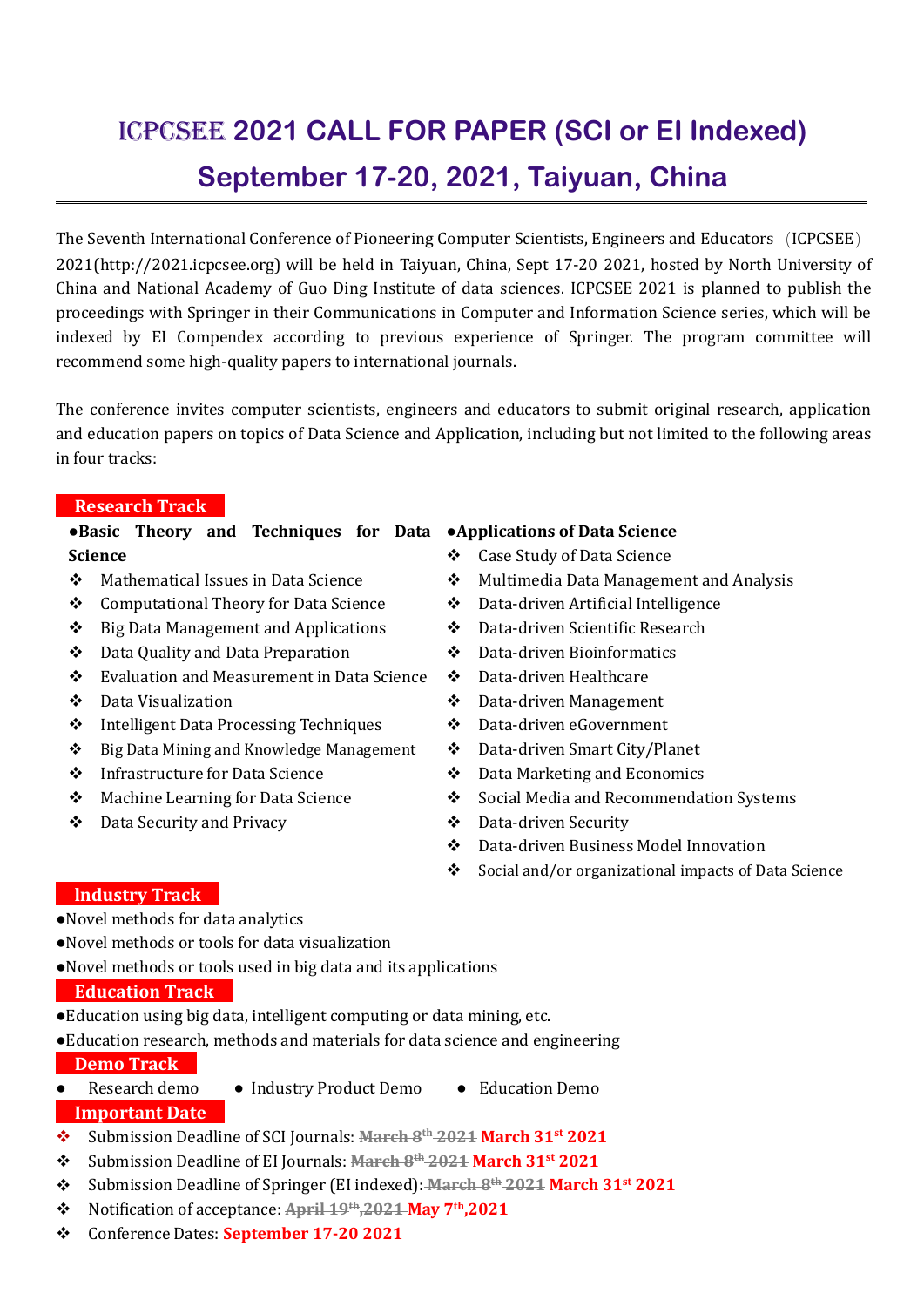# ICPCSEE 2021 CALL FOR PAPER (SCI or EI Indexed)

## September 17-20, 2021, Taiyuan, China

The Seventh International Conference of Pioneering Computer Scientists, Engineers and Educators （ICPCSEE） 2021(http://2021.icpcsee.org) will be held in Taiyuan, China, Sept 17-20 2021, hosted by North University of China and National Academy of Guo Ding Institute of data sciences. ICPCSEE 2021 is planned to publish the proceedings with Springer in their Communications in Computer and Information Science series, which will be indexed by EI Compendex according to previous experience of Springer. The program committee will recommend some high-quality papers to international journals.

The conference invites computer scientists, engineers and educators to submit original research, application and education papers on topics of Data Science and Application, including but not limited to the following areas in four tracks:

### Research Track

**●Basic Theory and Techniques for Data Science**

- ❖ Mathematical Issues in Data Science
- ❖ Computational Theory for Data Science
- ❖ Big Data Management and Applications
- ❖ Data Quality and Data Preparation
- ❖ Evaluation and Measurement in Data Science
- ❖ Data Visualization
- ❖ Intelligent Data Processing Techniques
- ❖ Big Data Mining and Knowledge Management
- ❖ Infrastructure for Data Science
- ❖ Machine Learning for Data Science
- ❖ Data Security and Privacy

**●Applications of Data Science**

- ❖ Case Study of Data Science
- ❖ Multimedia Data Management and Analysis
- ❖ Data-driven Artificial Intelligence
- ❖ Data-driven Scientific Research
- ❖ Data-driven Bioinformatics
- ❖ Data-driven Healthcare
- ❖ Data-driven Management
- ❖ Data-driven eGovernment
- ❖ Data-driven Smart City/Planet
- ❖ Data Marketing and Economics
- ❖ Social Media and Recommendation Systems
- ❖ Data-driven Security
- ❖ Data-driven Business Model Innovation
- ❖ Social and/or organizational impacts of Data Science

### Industry Track

●Novel methods for data analytics

●Novel methods or tools for data visualization

●Novel methods or tools used in big data and its applications

### Education Track

●Education using big data, intelligent computing or data mining, etc.

●Education research, methods and materials for data science and engineering

### Demo Track

● Research demo ● Industry Product Demo ● Education Demo

### Important Date

- ❖ Submission Deadline of SCI Journals: ~~March 8th 2021~~ **March 31st 2021**
- ❖ Submission Deadline of EI Journals: ~~March 8th 2021~~ **March 31st 2021**
- ❖ Submission Deadline of Springer (EI indexed): ~~March 8th 2021~~ **March 31st 2021**
- ❖ Notification of acceptance: ~~April 19th,2021~~ **May 7th,2021**
- ❖ Conference Dates: **September 17-20 2021**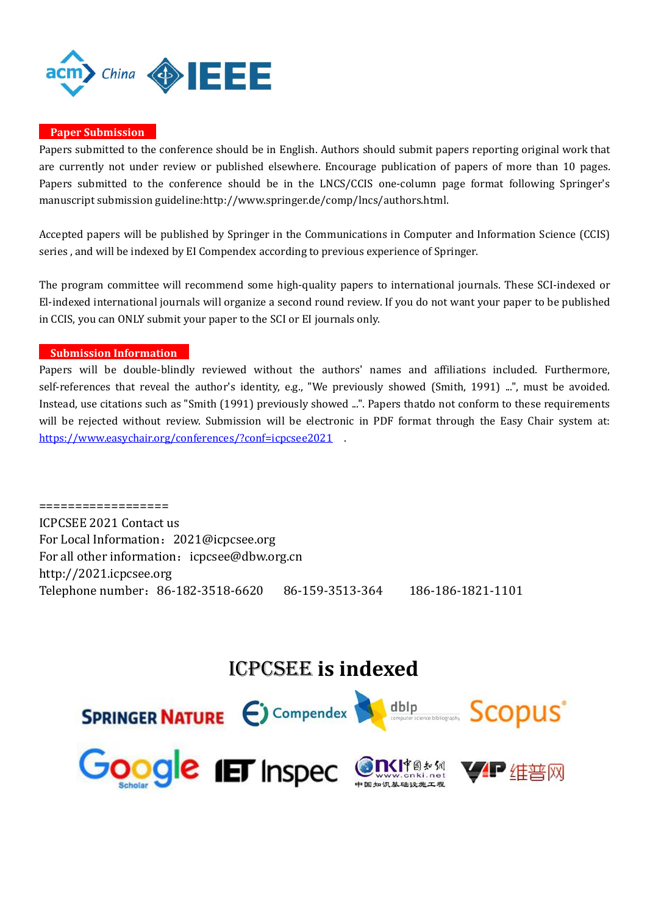## Paper Submission

Papers submitted to the conference should be in English. Authors should submit papers reporting original work that are currently not under review or published elsewhere. Encourage publication of papers of more than 10 pages. Papers submitted to the conference should be in the LNCS/CCIS one-column page format following Springer's manuscript submission guideline:http://www.springer.de/comp/lncs/authors.html.

Accepted papers will be published by Springer in the Communications in Computer and Information Science (CCIS) series , and will be indexed by EI Compendex according to previous experience of Springer.

The program committee will recommend some high-quality papers to international journals. These SCI-indexed or EI-indexed international journals will organize a second round review. If you do not want your paper to be published in CCIS, you can ONLY submit your paper to the SCI or EI journals only.

## Submission Information

Papers will be double-blindly reviewed without the authors' names and affiliations included. Furthermore, self-references that reveal the author's identity, e.g., "We previously showed (Smith, 1991) ...", must be avoided. Instead, use citations such as "Smith (1991) previously showed ...". Papers thatdo not conform to these requirements will be rejected without review. Submission will be electronic in PDF format through the Easy Chair system at: https://www.easychair.org/conferences/?conf=icpcsee2021 .

==================

ICPCSEE 2021 Contact us

For Local Information：2021@icpcsee.org

For all other information：icpcsee@dbw.org.cn

http://2021.icpcsee.org

Telephone number：86-182-3518-6620　86-159-3513-364　186-186-1821-1101

## ICPCSEE is indexed